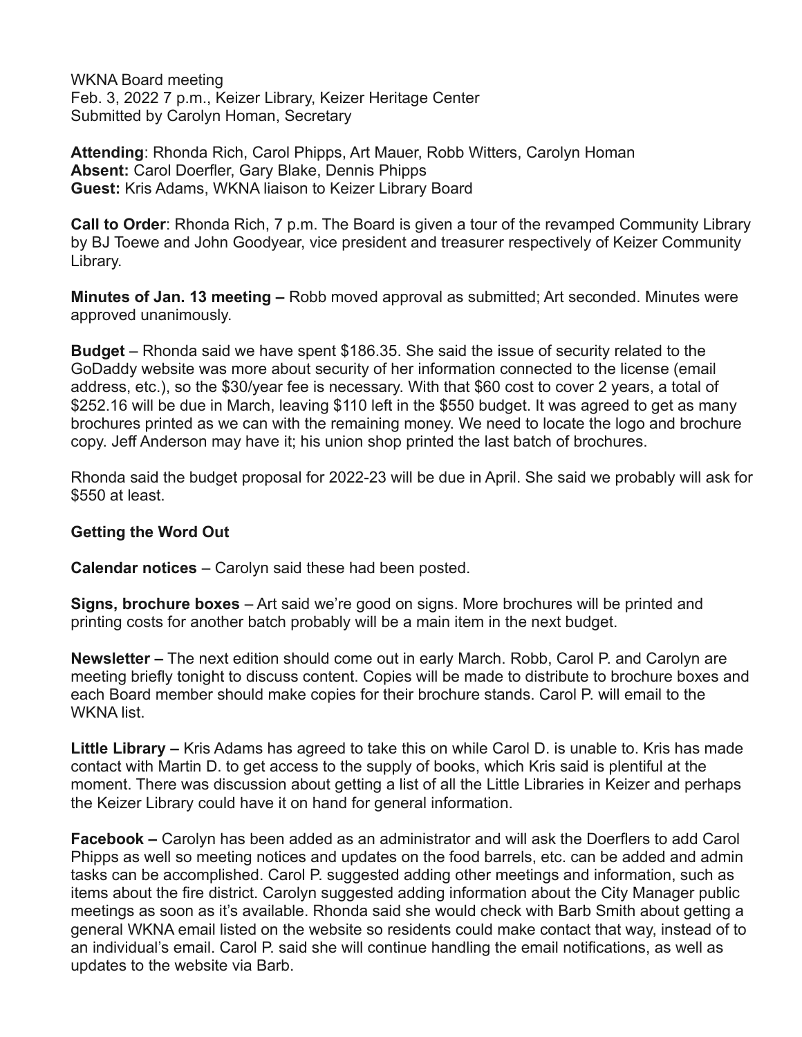WKNA Board meeting
Feb. 3, 2022 7 p.m., Keizer Library, Keizer Heritage Center
Submitted by Carolyn Homan, Secretary

**Attending**: Rhonda Rich, Carol Phipps, Art Mauer, Robb Witters, Carolyn Homan
**Absent:** Carol Doerfler, Gary Blake, Dennis Phipps
**Guest:** Kris Adams, WKNA liaison to Keizer Library Board

**Call to Order**: Rhonda Rich, 7 p.m. The Board is given a tour of the revamped Community Library by BJ Toewe and John Goodyear, vice president and treasurer respectively of Keizer Community Library.

**Minutes of Jan. 13 meeting –** Robb moved approval as submitted; Art seconded. Minutes were approved unanimously.

**Budget** – Rhonda said we have spent $186.35. She said the issue of security related to the GoDaddy website was more about security of her information connected to the license (email address, etc.), so the $30/year fee is necessary. With that $60 cost to cover 2 years, a total of $252.16 will be due in March, leaving $110 left in the $550 budget. It was agreed to get as many brochures printed as we can with the remaining money. We need to locate the logo and brochure copy. Jeff Anderson may have it; his union shop printed the last batch of brochures.

Rhonda said the budget proposal for 2022-23 will be due in April. She said we probably will ask for $550 at least.

**Getting the Word Out**

**Calendar notices** – Carolyn said these had been posted.

**Signs, brochure boxes** – Art said we're good on signs. More brochures will be printed and printing costs for another batch probably will be a main item in the next budget.

**Newsletter –** The next edition should come out in early March. Robb, Carol P. and Carolyn are meeting briefly tonight to discuss content. Copies will be made to distribute to brochure boxes and each Board member should make copies for their brochure stands. Carol P. will email to the WKNA list.

**Little Library –** Kris Adams has agreed to take this on while Carol D. is unable to. Kris has made contact with Martin D. to get access to the supply of books, which Kris said is plentiful at the moment. There was discussion about getting a list of all the Little Libraries in Keizer and perhaps the Keizer Library could have it on hand for general information.

**Facebook –** Carolyn has been added as an administrator and will ask the Doerflers to add Carol Phipps as well so meeting notices and updates on the food barrels, etc. can be added and admin tasks can be accomplished. Carol P. suggested adding other meetings and information, such as items about the fire district. Carolyn suggested adding information about the City Manager public meetings as soon as it's available. Rhonda said she would check with Barb Smith about getting a general WKNA email listed on the website so residents could make contact that way, instead of to an individual's email. Carol P. said she will continue handling the email notifications, as well as updates to the website via Barb.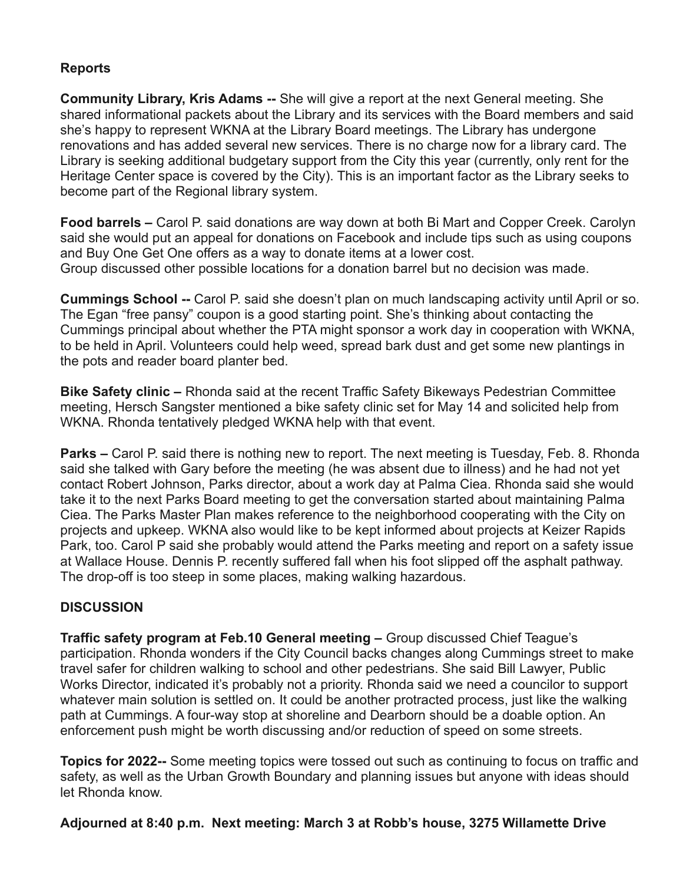**Reports**

**Community Library, Kris Adams --** She will give a report at the next General meeting. She shared informational packets about the Library and its services with the Board members and said she's happy to represent WKNA at the Library Board meetings. The Library has undergone renovations and has added several new services. There is no charge now for a library card. The Library is seeking additional budgetary support from the City this year (currently, only rent for the Heritage Center space is covered by the City). This is an important factor as the Library seeks to become part of the Regional library system.

**Food barrels –** Carol P. said donations are way down at both Bi Mart and Copper Creek. Carolyn said she would put an appeal for donations on Facebook and include tips such as using coupons and Buy One Get One offers as a way to donate items at a lower cost.
Group discussed other possible locations for a donation barrel but no decision was made.

**Cummings School --** Carol P. said she doesn't plan on much landscaping activity until April or so. The Egan "free pansy" coupon is a good starting point. She's thinking about contacting the Cummings principal about whether the PTA might sponsor a work day in cooperation with WKNA, to be held in April. Volunteers could help weed, spread bark dust and get some new plantings in the pots and reader board planter bed.

**Bike Safety clinic –** Rhonda said at the recent Traffic Safety Bikeways Pedestrian Committee meeting, Hersch Sangster mentioned a bike safety clinic set for May 14 and solicited help from WKNA. Rhonda tentatively pledged WKNA help with that event.

**Parks –** Carol P. said there is nothing new to report. The next meeting is Tuesday, Feb. 8. Rhonda said she talked with Gary before the meeting (he was absent due to illness) and he had not yet contact Robert Johnson, Parks director, about a work day at Palma Ciea. Rhonda said she would take it to the next Parks Board meeting to get the conversation started about maintaining Palma Ciea. The Parks Master Plan makes reference to the neighborhood cooperating with the City on projects and upkeep. WKNA also would like to be kept informed about projects at Keizer Rapids Park, too. Carol P said she probably would attend the Parks meeting and report on a safety issue at Wallace House. Dennis P. recently suffered fall when his foot slipped off the asphalt pathway. The drop-off is too steep in some places, making walking hazardous.

**DISCUSSION**

**Traffic safety program at Feb.10 General meeting –** Group discussed Chief Teague's participation. Rhonda wonders if the City Council backs changes along Cummings street to make travel safer for children walking to school and other pedestrians. She said Bill Lawyer, Public Works Director, indicated it's probably not a priority. Rhonda said we need a councilor to support whatever main solution is settled on. It could be another protracted process, just like the walking path at Cummings. A four-way stop at shoreline and Dearborn should be a doable option. An enforcement push might be worth discussing and/or reduction of speed on some streets.

**Topics for 2022--** Some meeting topics were tossed out such as continuing to focus on traffic and safety, as well as the Urban Growth Boundary and planning issues but anyone with ideas should let Rhonda know.

**Adjourned at 8:40 p.m. Next meeting: March 3 at Robb's house, 3275 Willamette Drive**